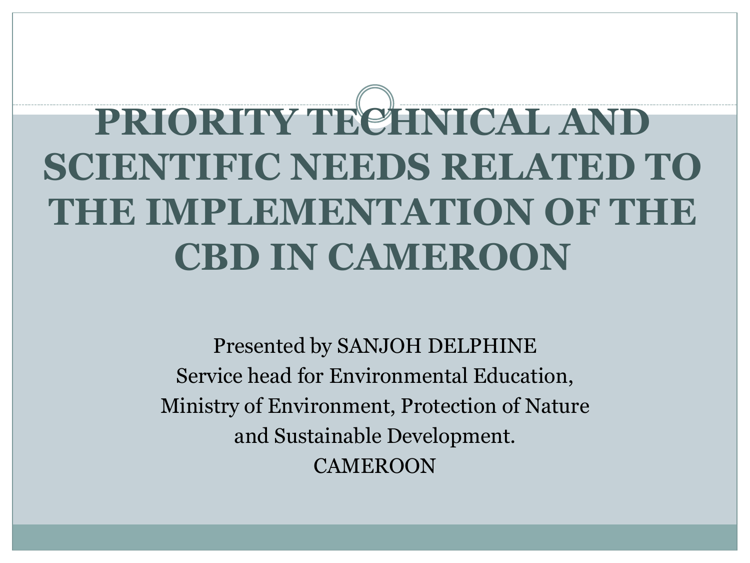# PRIORITY TECHNICAL AND SCIENTIFIC NEEDS RELATED TO THE IMPLEMENTATION OF THE CBD IN CAMEROON

Presented by SANJOH DELPHINE
Service head for Environmental Education,
Ministry of Environment, Protection of Nature
and Sustainable Development.
CAMEROON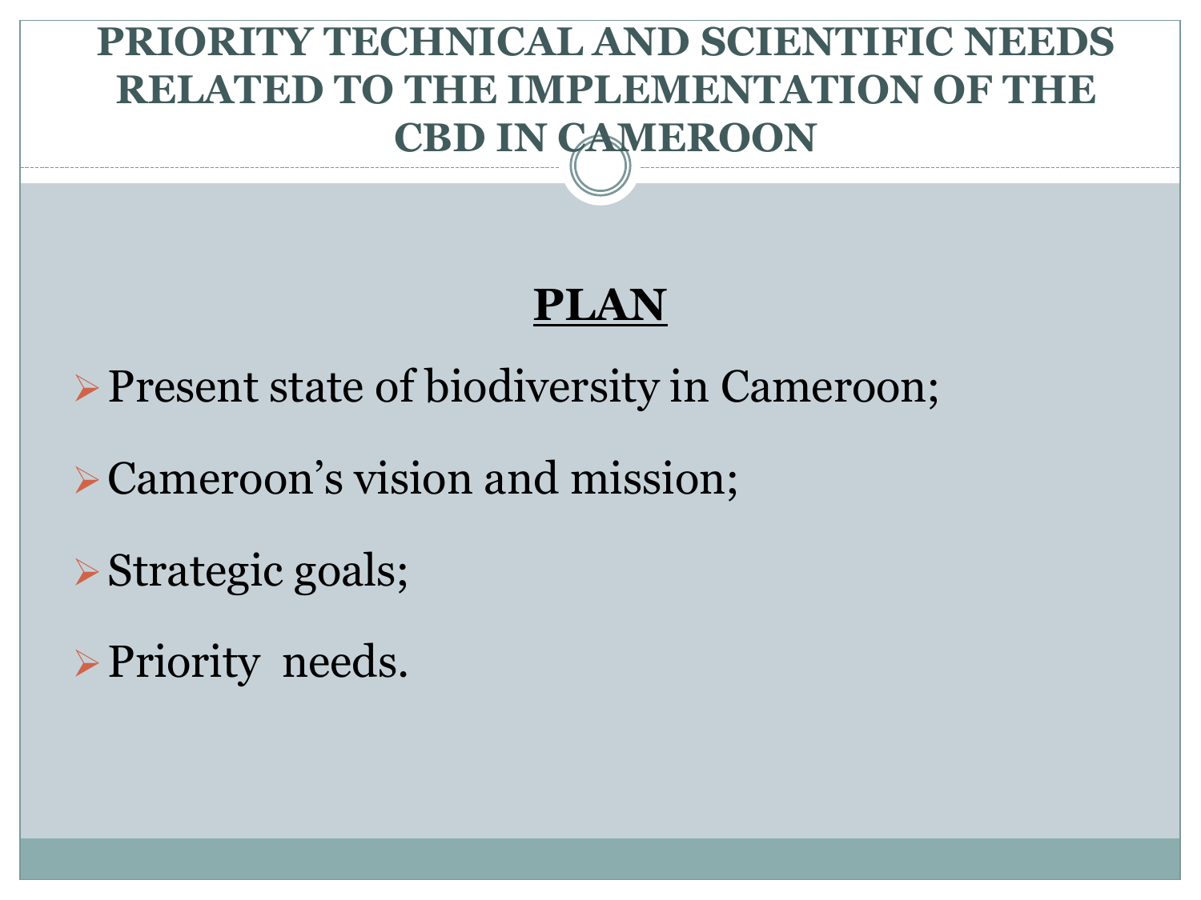# PRIORITY TECHNICAL AND SCIENTIFIC NEEDS RELATED TO THE IMPLEMENTATION OF THE CBD IN CAMEROON

## PLAN

- Present state of biodiversity in Cameroon;
- Cameroon's vision and mission;
- Strategic goals;
- Priority needs.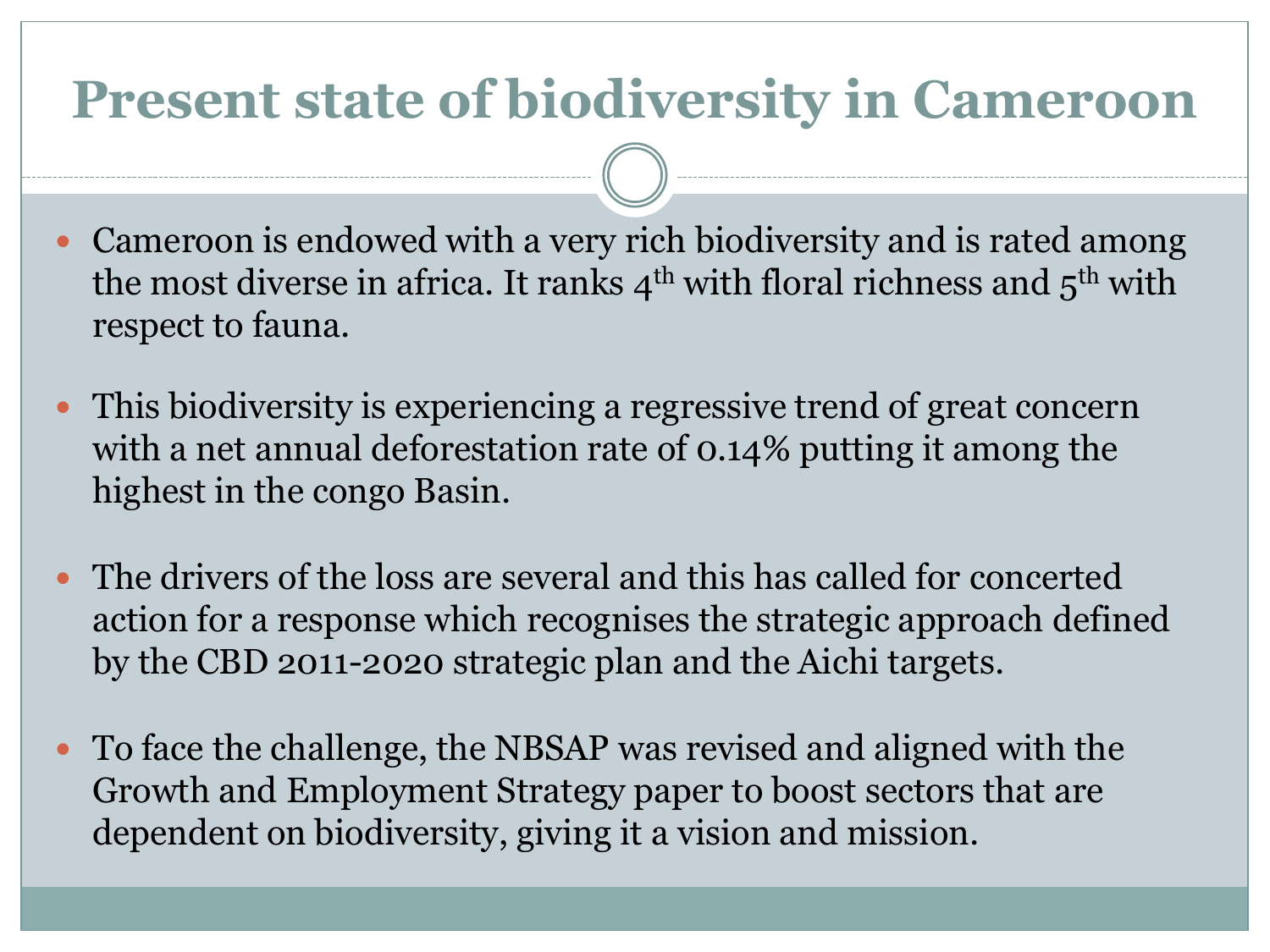# Present state of biodiversity in Cameroon

- Cameroon is endowed with a very rich biodiversity and is rated among the most diverse in africa. It ranks 4th with floral richness and 5th with respect to fauna.
- This biodiversity is experiencing a regressive trend of great concern with a net annual deforestation rate of 0.14% putting it among the highest in the congo Basin.
- The drivers of the loss are several and this has called for concerted action for a response which recognises the strategic approach defined by the CBD 2011-2020 strategic plan and the Aichi targets.
- To face the challenge, the NBSAP was revised and aligned with the Growth and Employment Strategy paper to boost sectors that are dependent on biodiversity, giving it a vision and mission.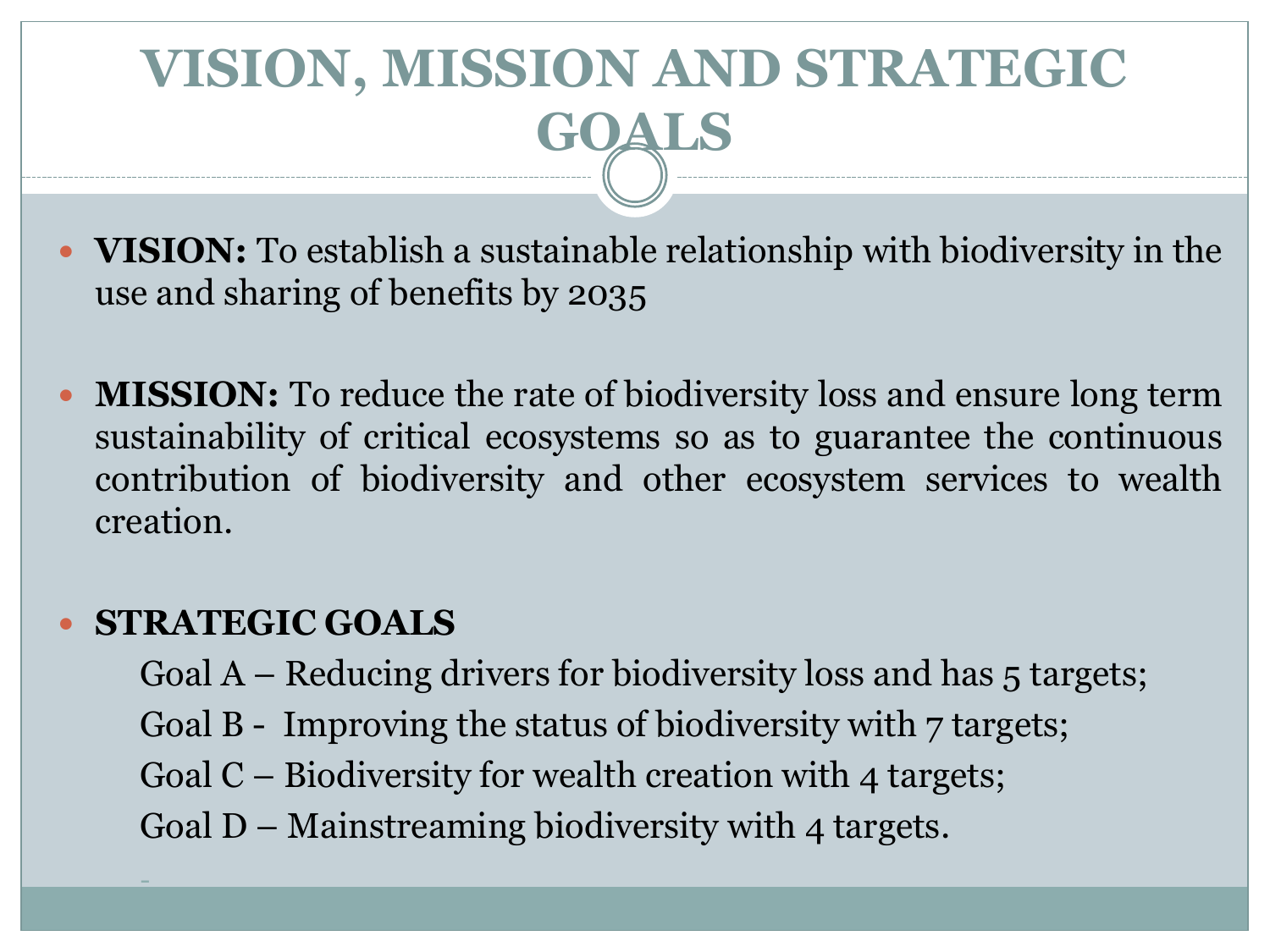# VISION, MISSION AND STRATEGIC GOALS

- **VISION:** To establish a sustainable relationship with biodiversity in the use and sharing of benefits by 2035

- **MISSION:** To reduce the rate of biodiversity loss and ensure long term sustainability of critical ecosystems so as to guarantee the continuous contribution of biodiversity and other ecosystem services to wealth creation.

- **STRATEGIC GOALS**

  Goal A – Reducing drivers for biodiversity loss and has 5 targets;

  Goal B - Improving the status of biodiversity with 7 targets;

  Goal C – Biodiversity for wealth creation with 4 targets;

  Goal D – Mainstreaming biodiversity with 4 targets.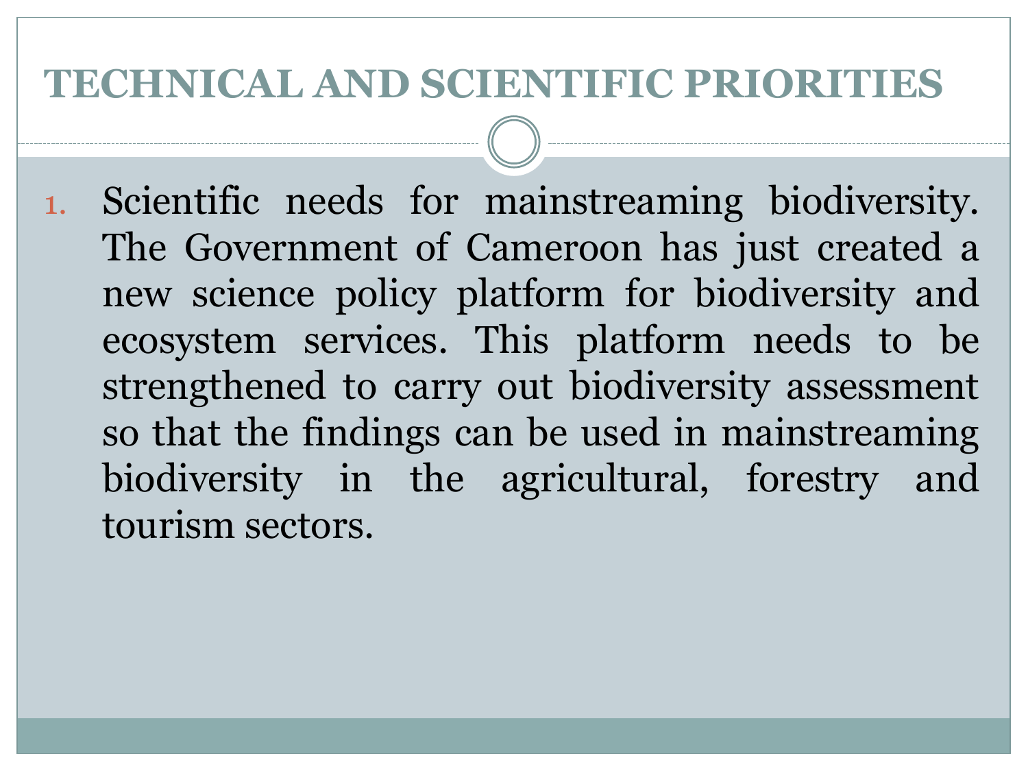# TECHNICAL AND SCIENTIFIC PRIORITIES

1. Scientific needs for mainstreaming biodiversity. The Government of Cameroon has just created a new science policy platform for biodiversity and ecosystem services. This platform needs to be strengthened to carry out biodiversity assessment so that the findings can be used in mainstreaming biodiversity in the agricultural, forestry and tourism sectors.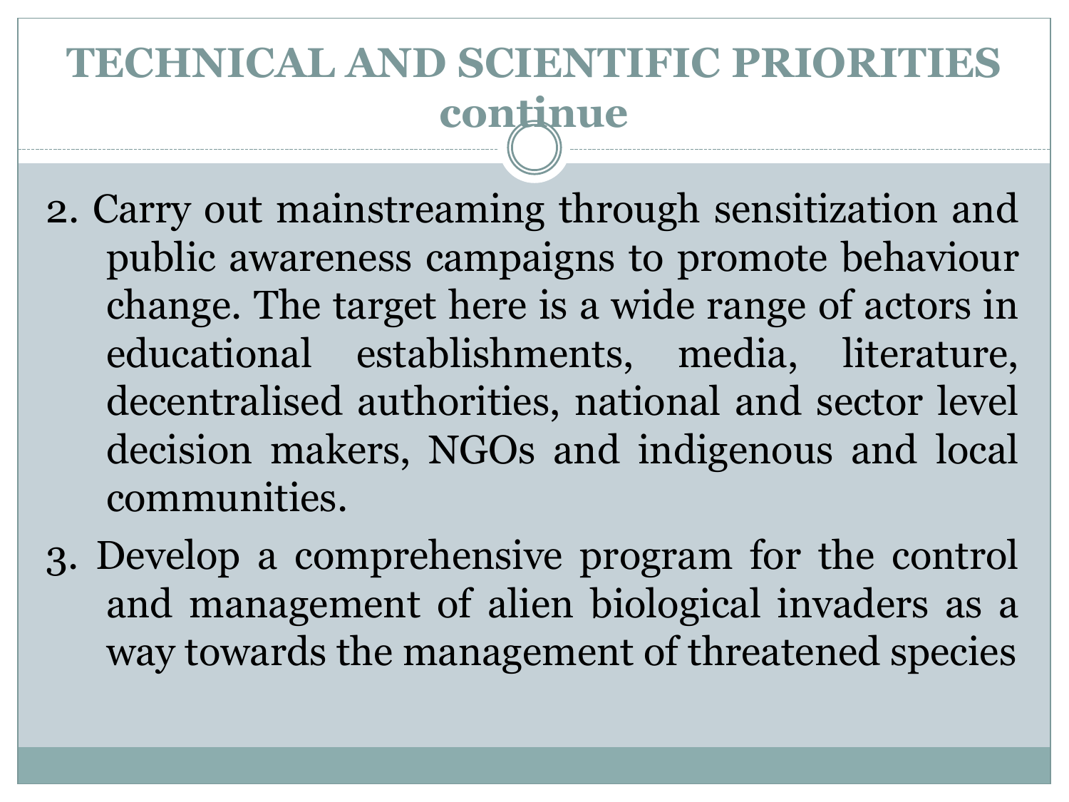# TECHNICAL AND SCIENTIFIC PRIORITIES continue

2. Carry out mainstreaming through sensitization and public awareness campaigns to promote behaviour change. The target here is a wide range of actors in educational establishments, media, literature, decentralised authorities, national and sector level decision makers, NGOs and indigenous and local communities.
3. Develop a comprehensive program for the control and management of alien biological invaders as a way towards the management of threatened species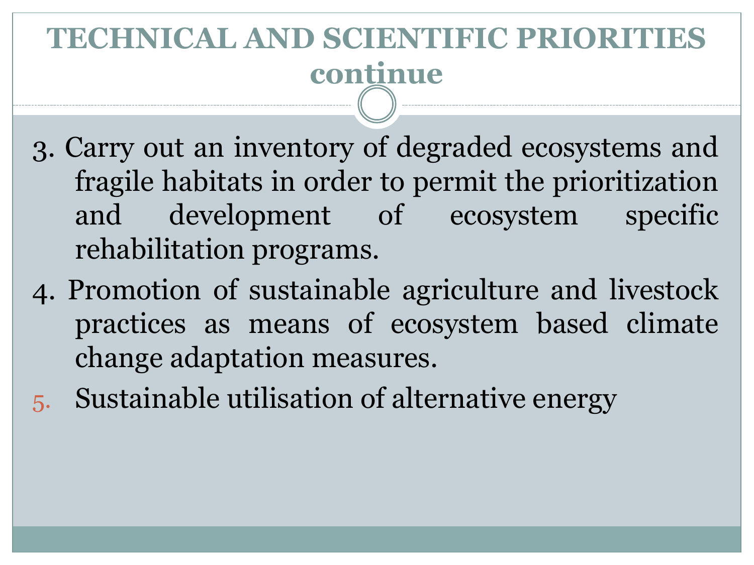# TECHNICAL AND SCIENTIFIC PRIORITIES continue

3. Carry out an inventory of degraded ecosystems and fragile habitats in order to permit the prioritization and development of ecosystem specific rehabilitation programs.
4. Promotion of sustainable agriculture and livestock practices as means of ecosystem based climate change adaptation measures.
5. Sustainable utilisation of alternative energy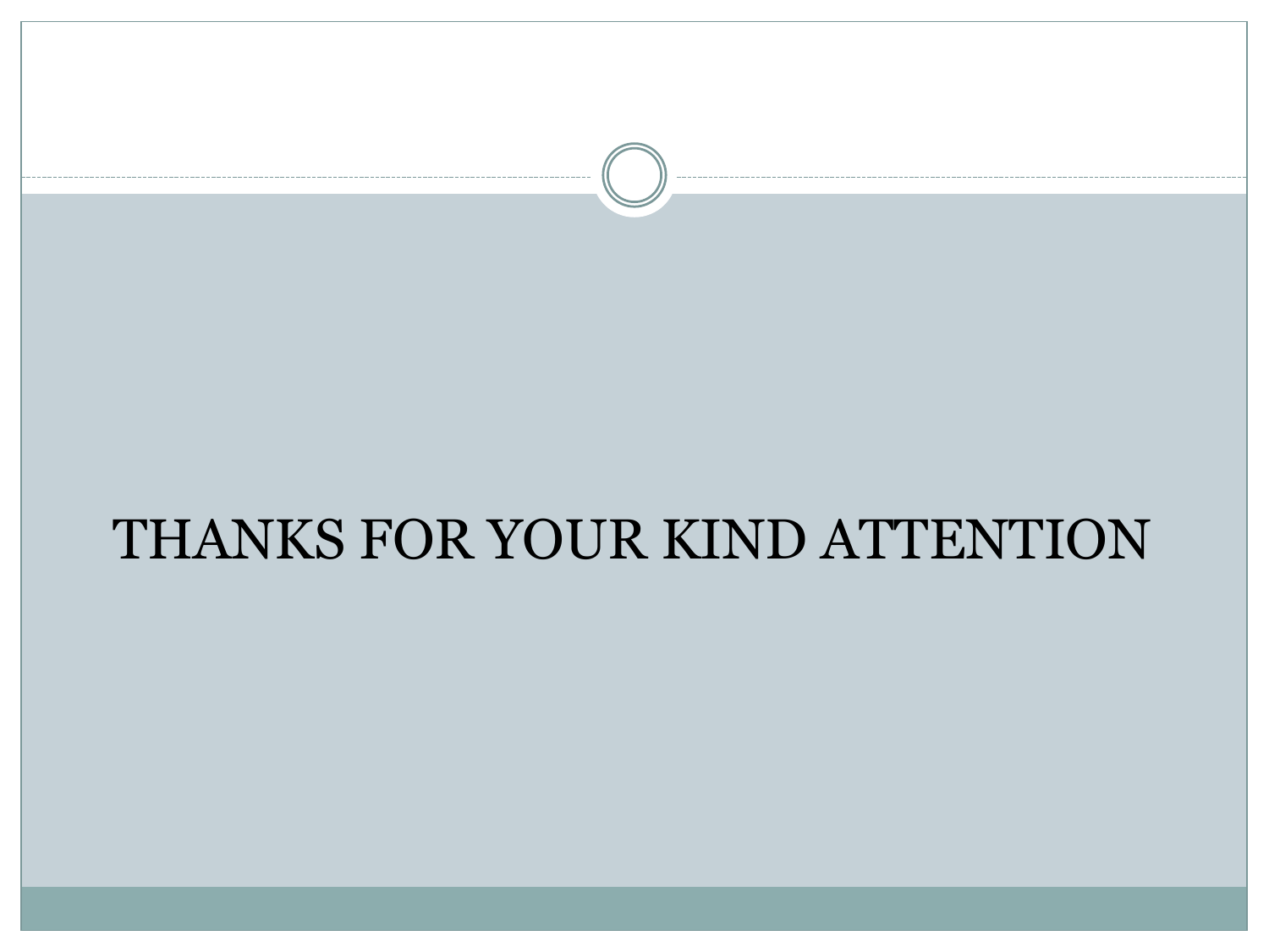THANKS FOR YOUR KIND ATTENTION